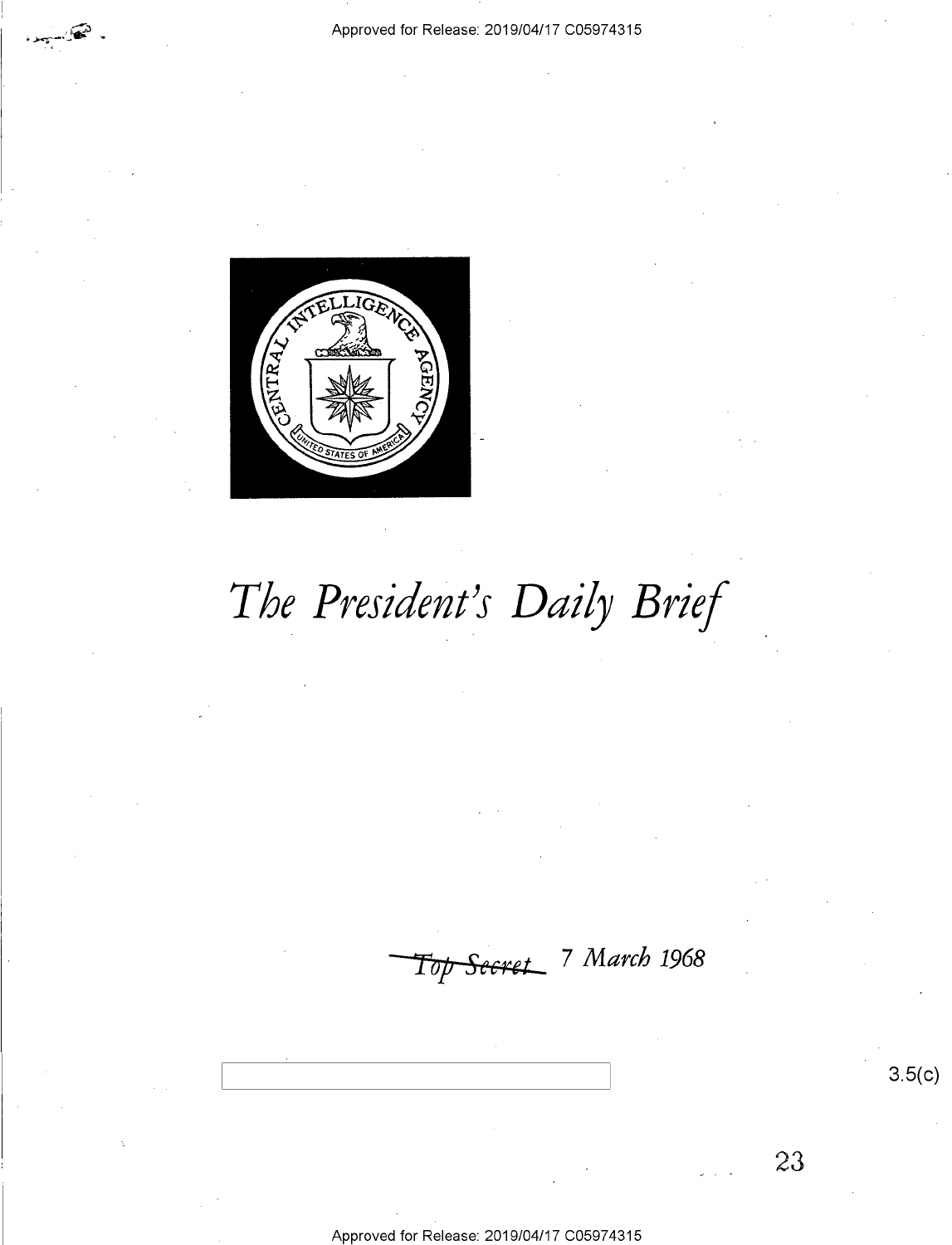Approved for Release: 2019/04/17 C05974315

# *The President's Daily Brief*

~~*Top Secret*~~ *7 March 1968*

3.5(c)

23

Approved for Release: 2019/04/17 C05974315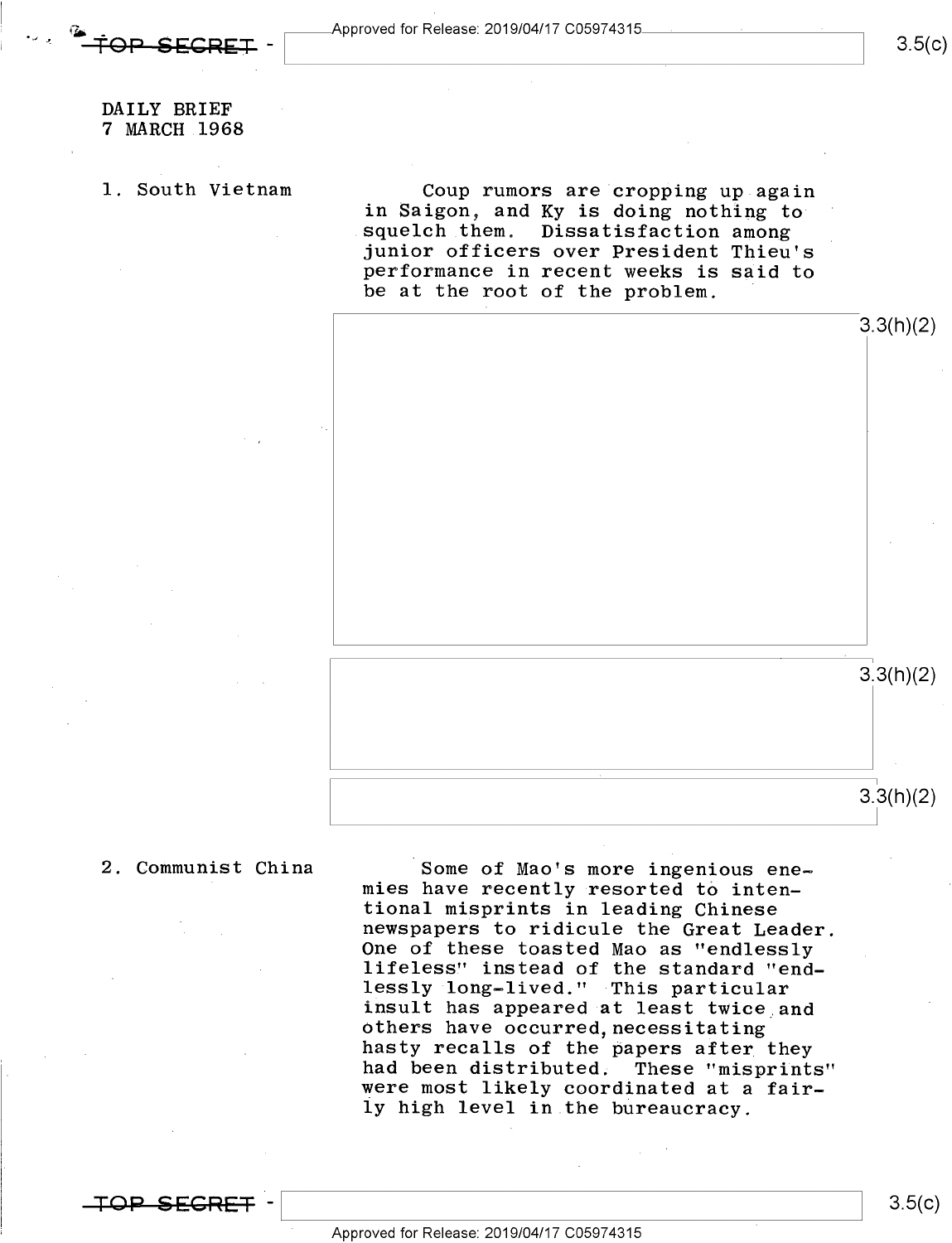DAILY BRIEF
7 MARCH 1968

1. South Vietnam

Coup rumors are cropping up again in Saigon, and Ky is doing nothing to squelch them. Dissatisfaction among junior officers over President Thieu's performance in recent weeks is said to be at the root of the problem.

3.3(h)(2)

3.3(h)(2)

3.3(h)(2)

2. Communist China

Some of Mao's more ingenious enemies have recently resorted to intentional misprints in leading Chinese newspapers to ridicule the Great Leader. One of these toasted Mao as "endlessly lifeless" instead of the standard "endlessly long-lived." This particular insult has appeared at least twice and others have occurred, necessitating hasty recalls of the papers after they had been distributed. These "misprints" were most likely coordinated at a fairly high level in the bureaucracy.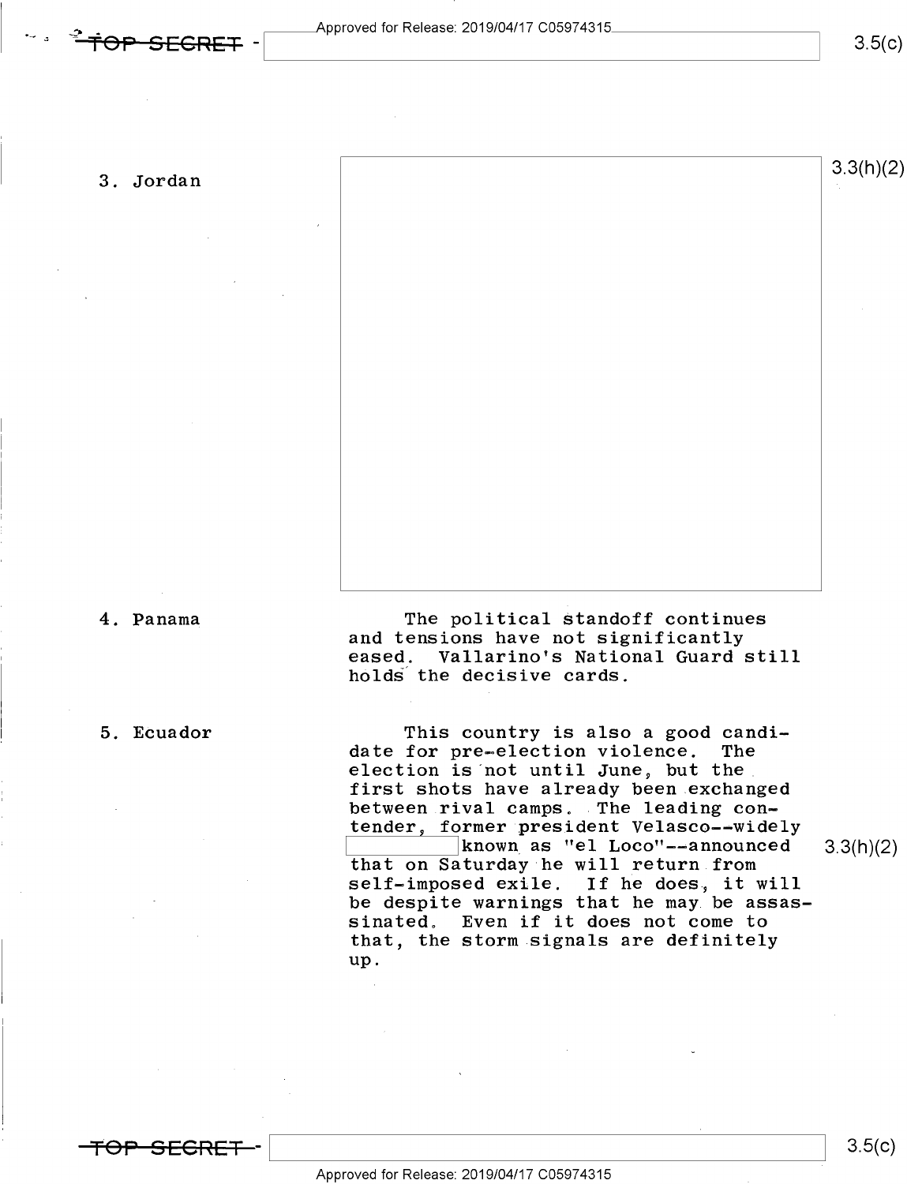3. Jordan

3.3(h)(2)

4. Panama

The political standoff continues and tensions have not significantly eased. Vallarino's National Guard still holds the decisive cards.

5. Ecuador

This country is also a good candidate for pre-election violence. The election is not until June, but the first shots have already been exchanged between rival camps. The leading contender, former president Velasco--widely [redacted] known as "el Loco"--announced that on Saturday he will return from self-imposed exile. If he does, it will be despite warnings that he may be assassinated. Even if it does not come to that, the storm signals are definitely up.

3.3(h)(2)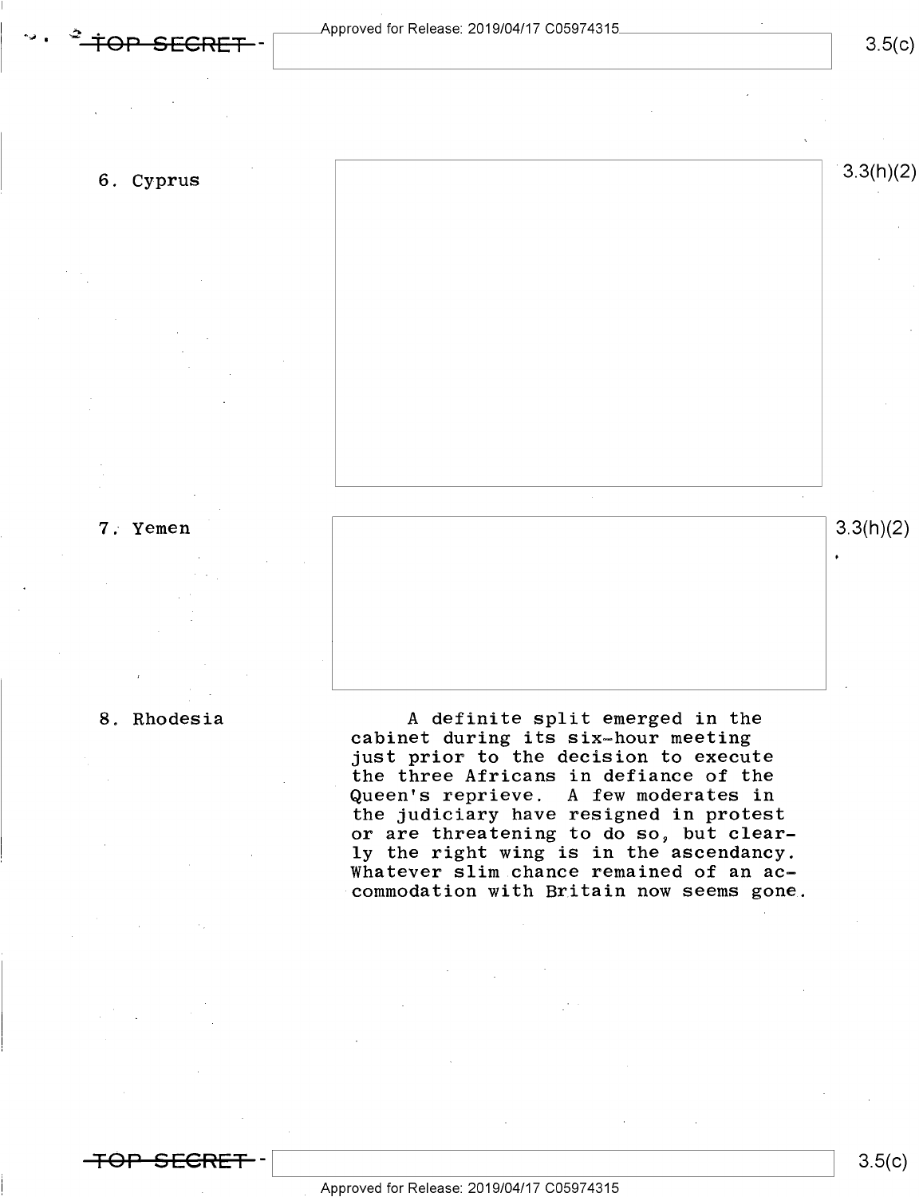6. Cyprus

7. Yemen

8. Rhodesia

A definite split emerged in the cabinet during its six-hour meeting just prior to the decision to execute the three Africans in defiance of the Queen's reprieve. A few moderates in the judiciary have resigned in protest or are threatening to do so, but clearly the right wing is in the ascendancy. Whatever slim chance remained of an accommodation with Britain now seems gone.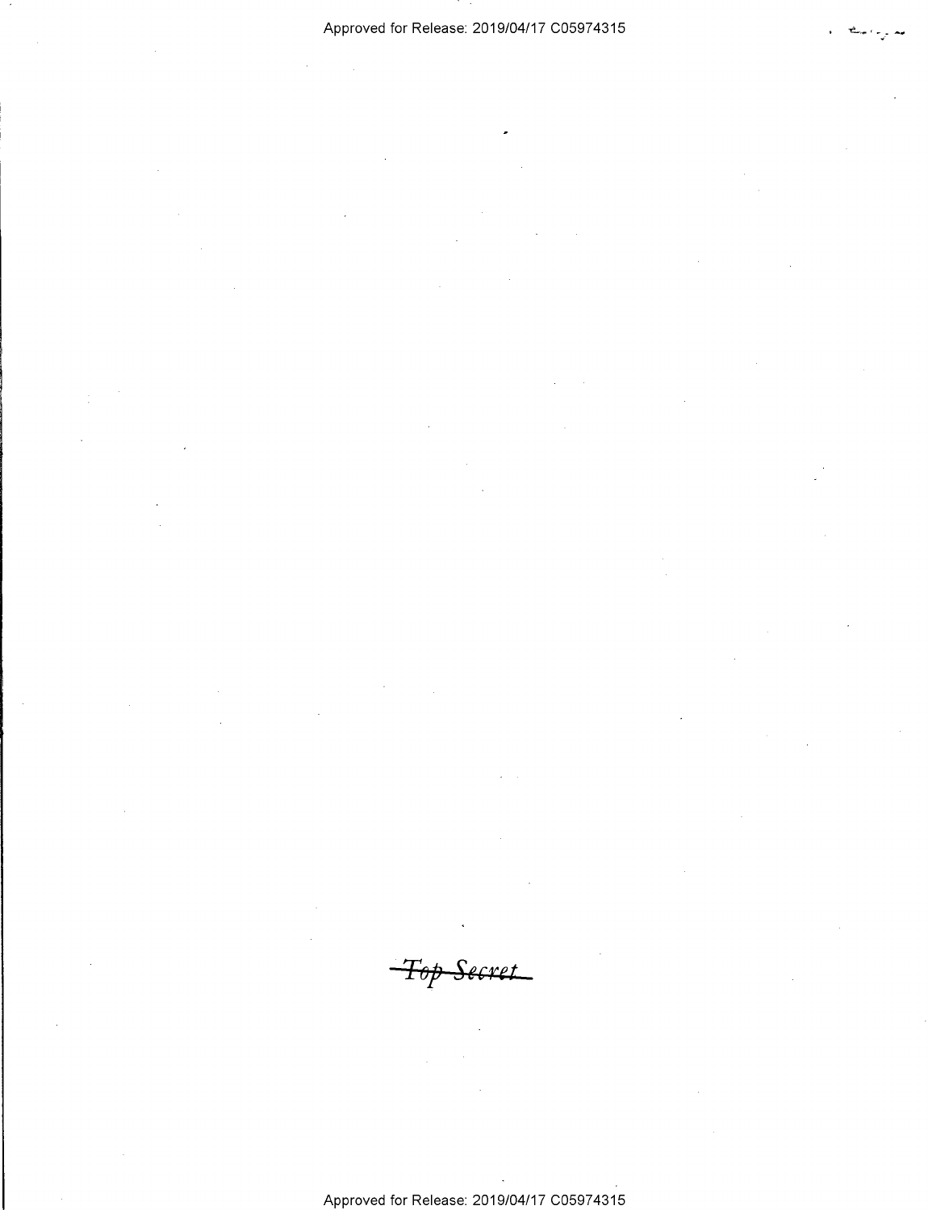~~Top Secret~~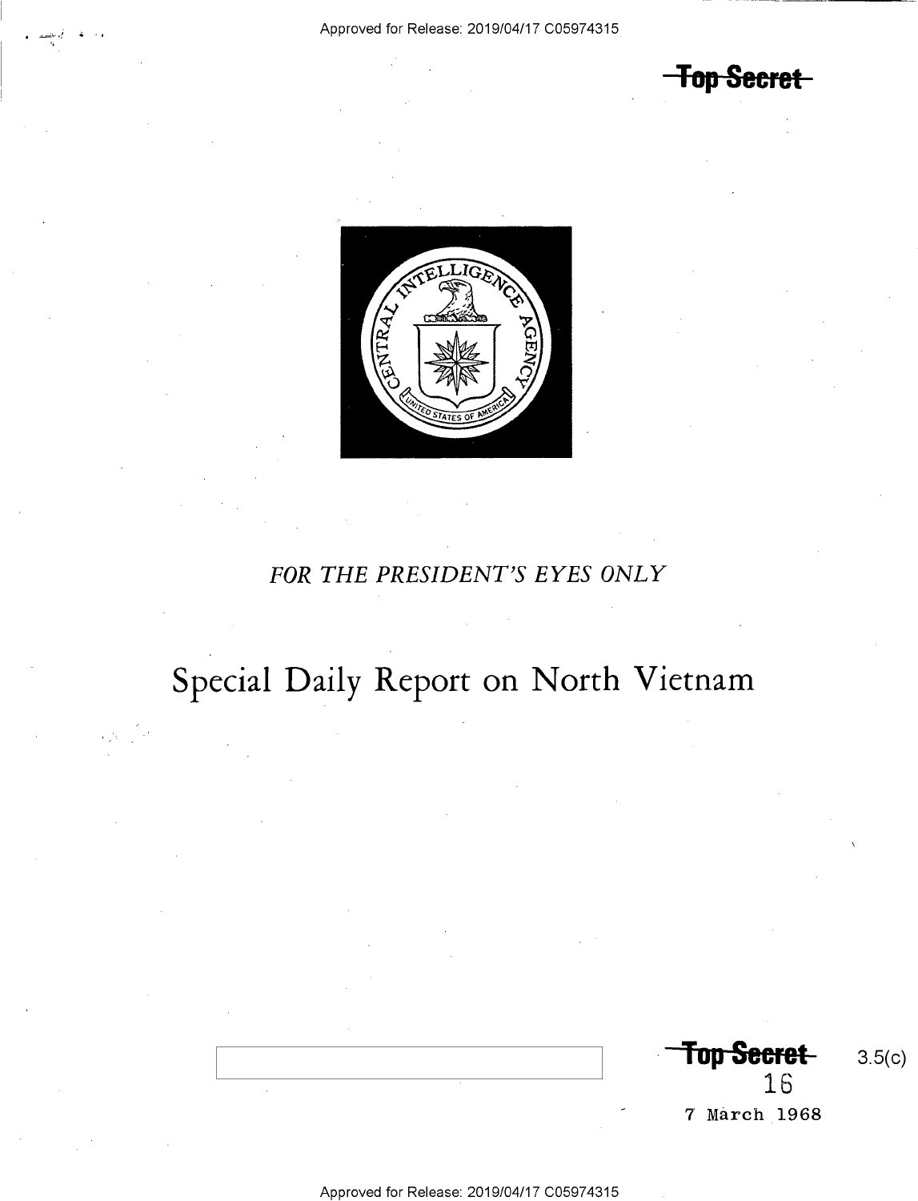~~Top Secret~~

*FOR THE PRESIDENT'S EYES ONLY*

# Special Daily Report on North Vietnam

~~Top Secret~~

3.5(c)

16

7 March 1968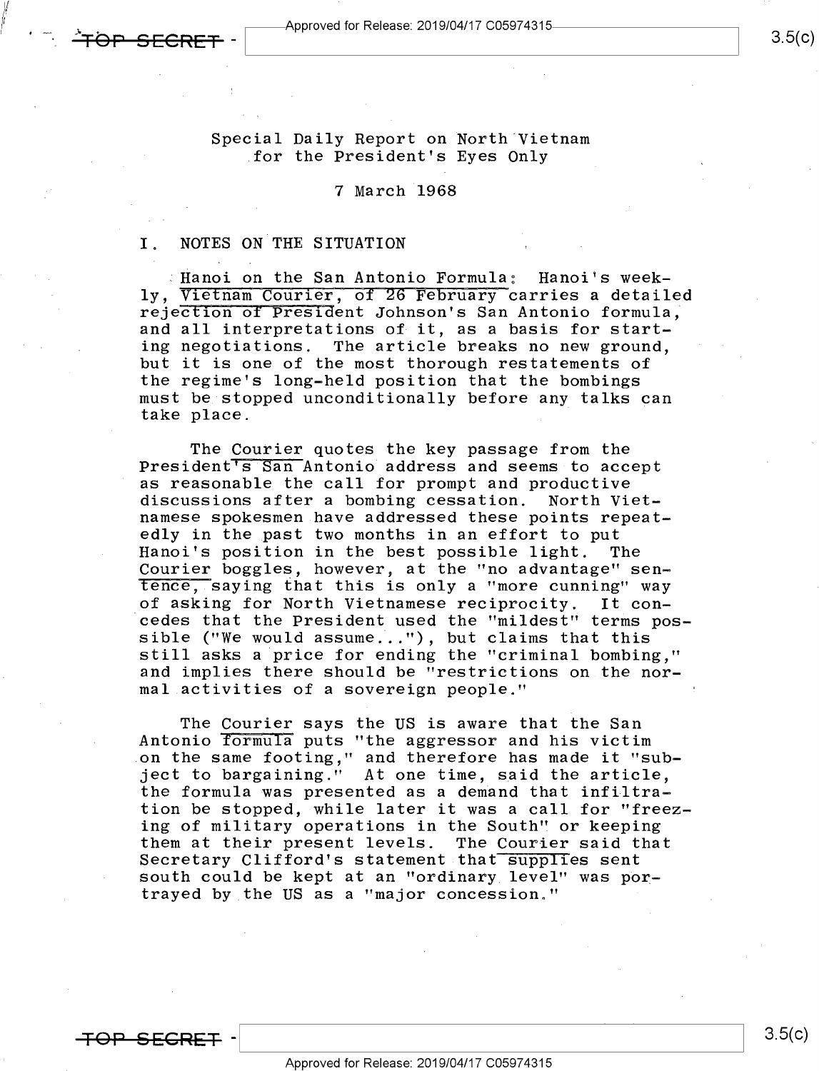Special Daily Report on North Vietnam
for the President's Eyes Only

7 March 1968

## I. NOTES ON THE SITUATION

Hanoi on the San Antonio Formula: Hanoi's weekly, Vietnam Courier, of 26 February carries a detailed rejection of President Johnson's San Antonio formula, and all interpretations of it, as a basis for starting negotiations. The article breaks no new ground, but it is one of the most thorough restatements of the regime's long-held position that the bombings must be stopped unconditionally before any talks can take place.

The Courier quotes the key passage from the President's San Antonio address and seems to accept as reasonable the call for prompt and productive discussions after a bombing cessation. North Vietnamese spokesmen have addressed these points repeatedly in the past two months in an effort to put Hanoi's position in the best possible light. The Courier boggles, however, at the "no advantage" sentence, saying that this is only a "more cunning" way of asking for North Vietnamese reciprocity. It concedes that the President used the "mildest" terms possible ("We would assume..."), but claims that this still asks a price for ending the "criminal bombing," and implies there should be "restrictions on the normal activities of a sovereign people."

The Courier says the US is aware that the San Antonio formula puts "the aggressor and his victim on the same footing," and therefore has made it "subject to bargaining." At one time, said the article, the formula was presented as a demand that infiltration be stopped, while later it was a call for "freezing of military operations in the South" or keeping them at their present levels. The Courier said that Secretary Clifford's statement that supplies sent south could be kept at an "ordinary level" was portrayed by the US as a "major concession."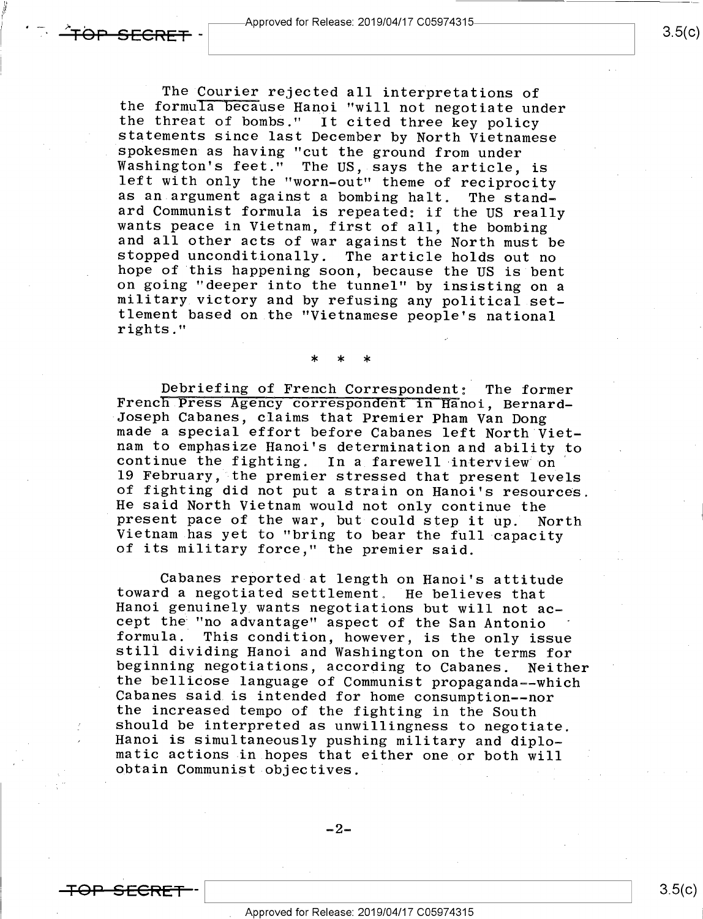The Courier rejected all interpretations of the formula because Hanoi "will not negotiate under the threat of bombs." It cited three key policy statements since last December by North Vietnamese spokesmen as having "cut the ground from under Washington's feet." The US, says the article, is left with only the "worn-out" theme of reciprocity as an argument against a bombing halt. The standard Communist formula is repeated: if the US really wants peace in Vietnam, first of all, the bombing and all other acts of war against the North must be stopped unconditionally. The article holds out no hope of this happening soon, because the US is bent on going "deeper into the tunnel" by insisting on a military victory and by refusing any political settlement based on the "Vietnamese people's national rights."

\* \* \*

Debriefing of French Correspondent: The former French Press Agency correspondent in Hanoi, Bernard-Joseph Cabanes, claims that Premier Pham Van Dong made a special effort before Cabanes left North Vietnam to emphasize Hanoi's determination and ability to continue the fighting. In a farewell interview on 19 February, the premier stressed that present levels of fighting did not put a strain on Hanoi's resources. He said North Vietnam would not only continue the present pace of the war, but could step it up. North Vietnam has yet to "bring to bear the full capacity of its military force," the premier said.

Cabanes reported at length on Hanoi's attitude toward a negotiated settlement. He believes that Hanoi genuinely wants negotiations but will not accept the "no advantage" aspect of the San Antonio formula. This condition, however, is the only issue still dividing Hanoi and Washington on the terms for beginning negotiations, according to Cabanes. Neither the bellicose language of Communist propaganda--which Cabanes said is intended for home consumption--nor the increased tempo of the fighting in the South should be interpreted as unwillingness to negotiate. Hanoi is simultaneously pushing military and diplomatic actions in hopes that either one or both will obtain Communist objectives.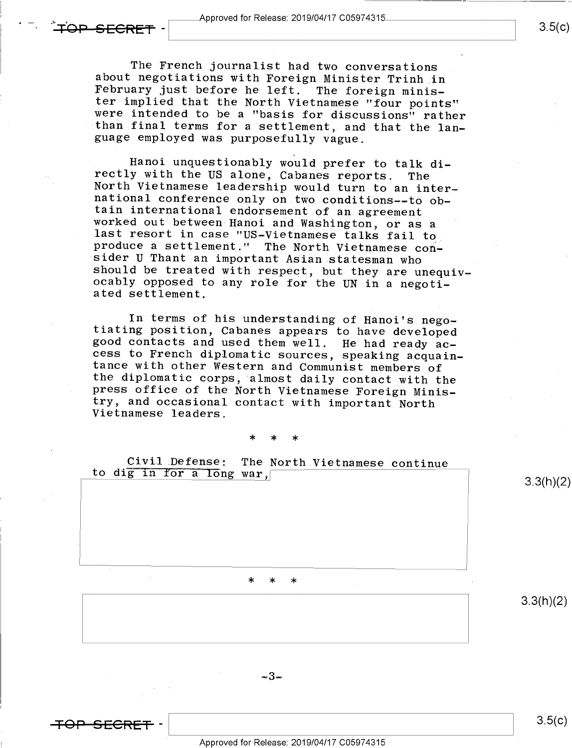The French journalist had two conversations about negotiations with Foreign Minister Trinh in February just before he left. The foreign minister implied that the North Vietnamese "four points" were intended to be a "basis for discussions" rather than final terms for a settlement, and that the language employed was purposefully vague.

Hanoi unquestionably would prefer to talk directly with the US alone, Cabanes reports. The North Vietnamese leadership would turn to an international conference only on two conditions--to obtain international endorsement of an agreement worked out between Hanoi and Washington, or as a last resort in case "US-Vietnamese talks fail to produce a settlement." The North Vietnamese consider U Thant an important Asian statesman who should be treated with respect, but they are unequivocably opposed to any role for the UN in a negotiated settlement.

In terms of his understanding of Hanoi's negotiating position, Cabanes appears to have developed good contacts and used them well. He had ready access to French diplomatic sources, speaking acquaintance with other Western and Communist members of the diplomatic corps, almost daily contact with the press office of the North Vietnamese Foreign Ministry, and occasional contact with important North Vietnamese leaders.

\* \* \*

Civil Defense: The North Vietnamese continue to dig in for a long war,

\* \* \*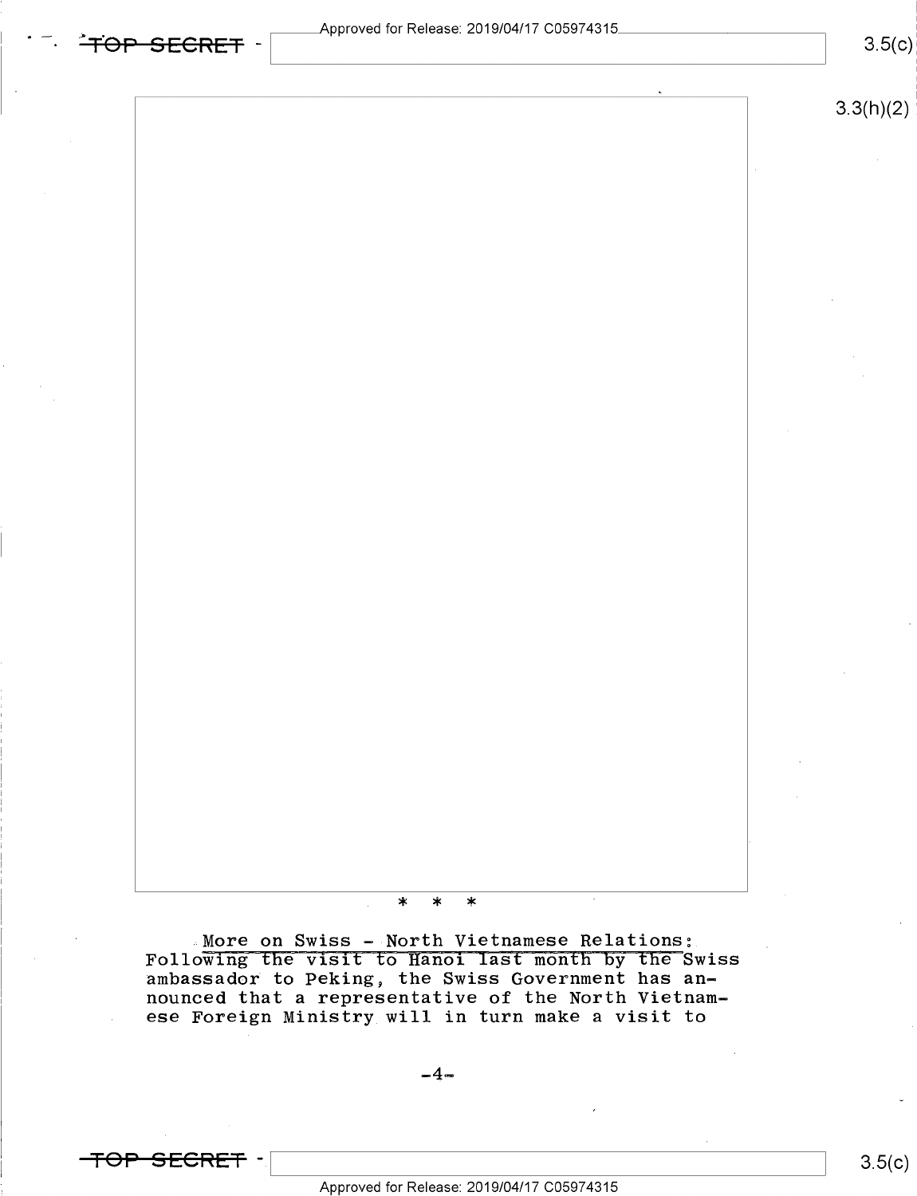\* \* \*

<u>More on Swiss - North Vietnamese Relations:</u> Following the visit to Hanoi last month by the Swiss ambassador to Peking, the Swiss Government has announced that a representative of the North Vietnamese Foreign Ministry will in turn make a visit to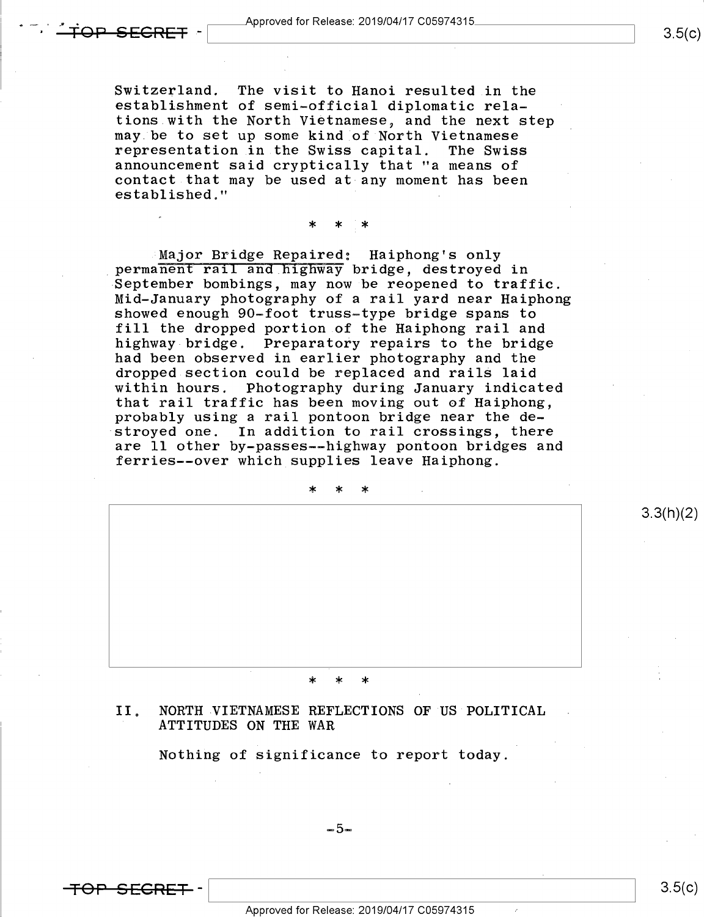Switzerland. The visit to Hanoi resulted in the establishment of semi-official diplomatic relations with the North Vietnamese, and the next step may be to set up some kind of North Vietnamese representation in the Swiss capital. The Swiss announcement said cryptically that "a means of contact that may be used at any moment has been established."

\* \* \*

<u>Major Bridge Repaired</u>: Haiphong's only permanent rail and highway bridge, destroyed in September bombings, may now be reopened to traffic. Mid-January photography of a rail yard near Haiphong showed enough 90-foot truss-type bridge spans to fill the dropped portion of the Haiphong rail and highway bridge. Preparatory repairs to the bridge had been observed in earlier photography and the dropped section could be replaced and rails laid within hours. Photography during January indicated that rail traffic has been moving out of Haiphong, probably using a rail pontoon bridge near the destroyed one. In addition to rail crossings, there are 11 other by-passes--highway pontoon bridges and ferries--over which supplies leave Haiphong.

\* \* \*

3.3(h)(2)

\* \* \*

## II. NORTH VIETNAMESE REFLECTIONS OF US POLITICAL ATTITUDES ON THE WAR

Nothing of significance to report today.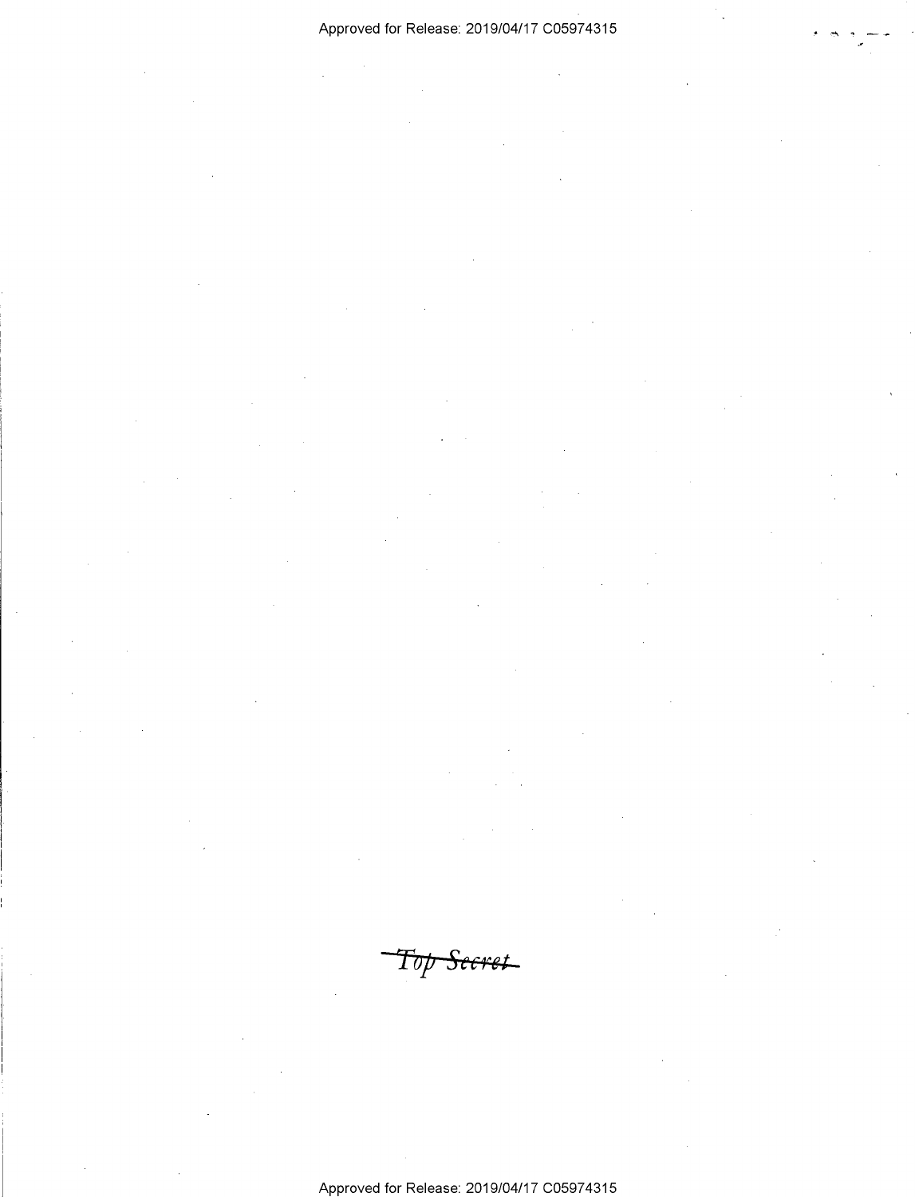~~Top Secret~~